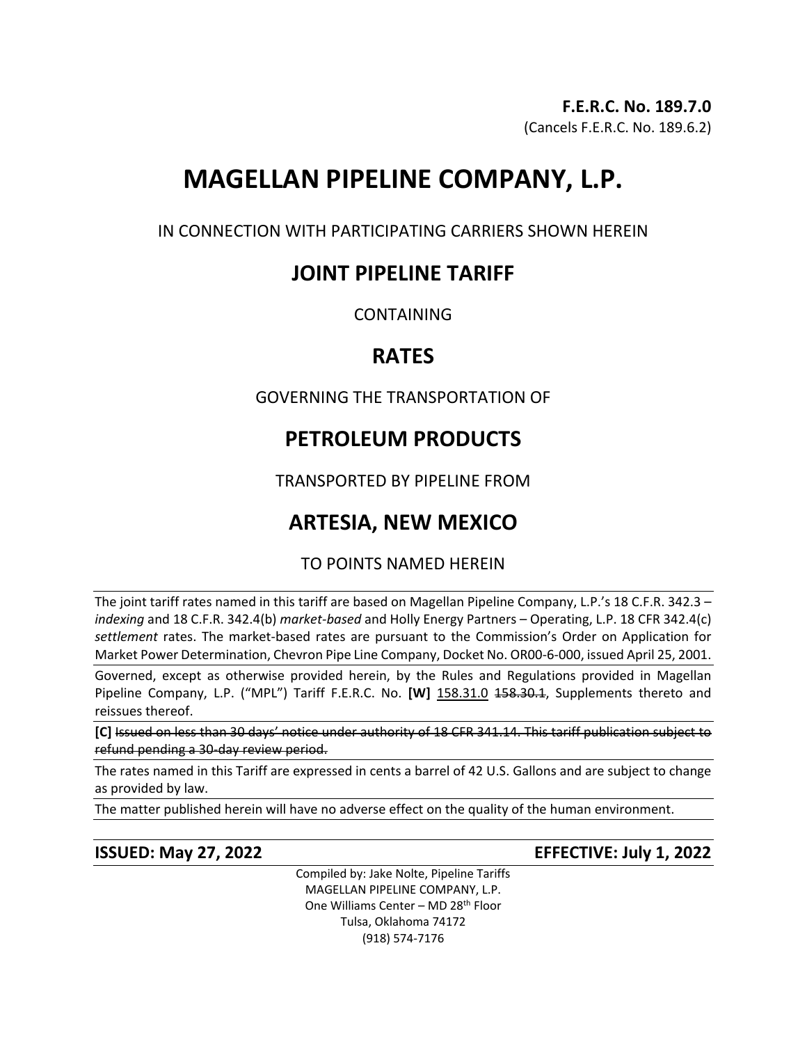**F.E.R.C. No. 189.7.0**
(Cancels F.E.R.C. No. 189.6.2)

# MAGELLAN PIPELINE COMPANY, L.P.

IN CONNECTION WITH PARTICIPATING CARRIERS SHOWN HEREIN

## JOINT PIPELINE TARIFF

CONTAINING

## RATES

GOVERNING THE TRANSPORTATION OF

## PETROLEUM PRODUCTS

TRANSPORTED BY PIPELINE FROM

## ARTESIA, NEW MEXICO

TO POINTS NAMED HEREIN

The joint tariff rates named in this tariff are based on Magellan Pipeline Company, L.P.'s 18 C.F.R. 342.3 – *indexing* and 18 C.F.R. 342.4(b) *market-based* and Holly Energy Partners – Operating, L.P. 18 CFR 342.4(c) *settlement* rates. The market-based rates are pursuant to the Commission's Order on Application for Market Power Determination, Chevron Pipe Line Company, Docket No. OR00-6-000, issued April 25, 2001.

Governed, except as otherwise provided herein, by the Rules and Regulations provided in Magellan Pipeline Company, L.P. ("MPL") Tariff F.E.R.C. No. **[W]** <u>158.31.0</u> ~~158.30.1~~, Supplements thereto and reissues thereof.

**[C]** ~~Issued on less than 30 days' notice under authority of 18 CFR 341.14. This tariff publication subject to refund pending a 30-day review period.~~

The rates named in this Tariff are expressed in cents a barrel of 42 U.S. Gallons and are subject to change as provided by law.

The matter published herein will have no adverse effect on the quality of the human environment.

**ISSUED: May 27, 2022** **EFFECTIVE: July 1, 2022**

Compiled by: Jake Nolte, Pipeline Tariffs
MAGELLAN PIPELINE COMPANY, L.P.
One Williams Center – MD 28th Floor
Tulsa, Oklahoma 74172
(918) 574-7176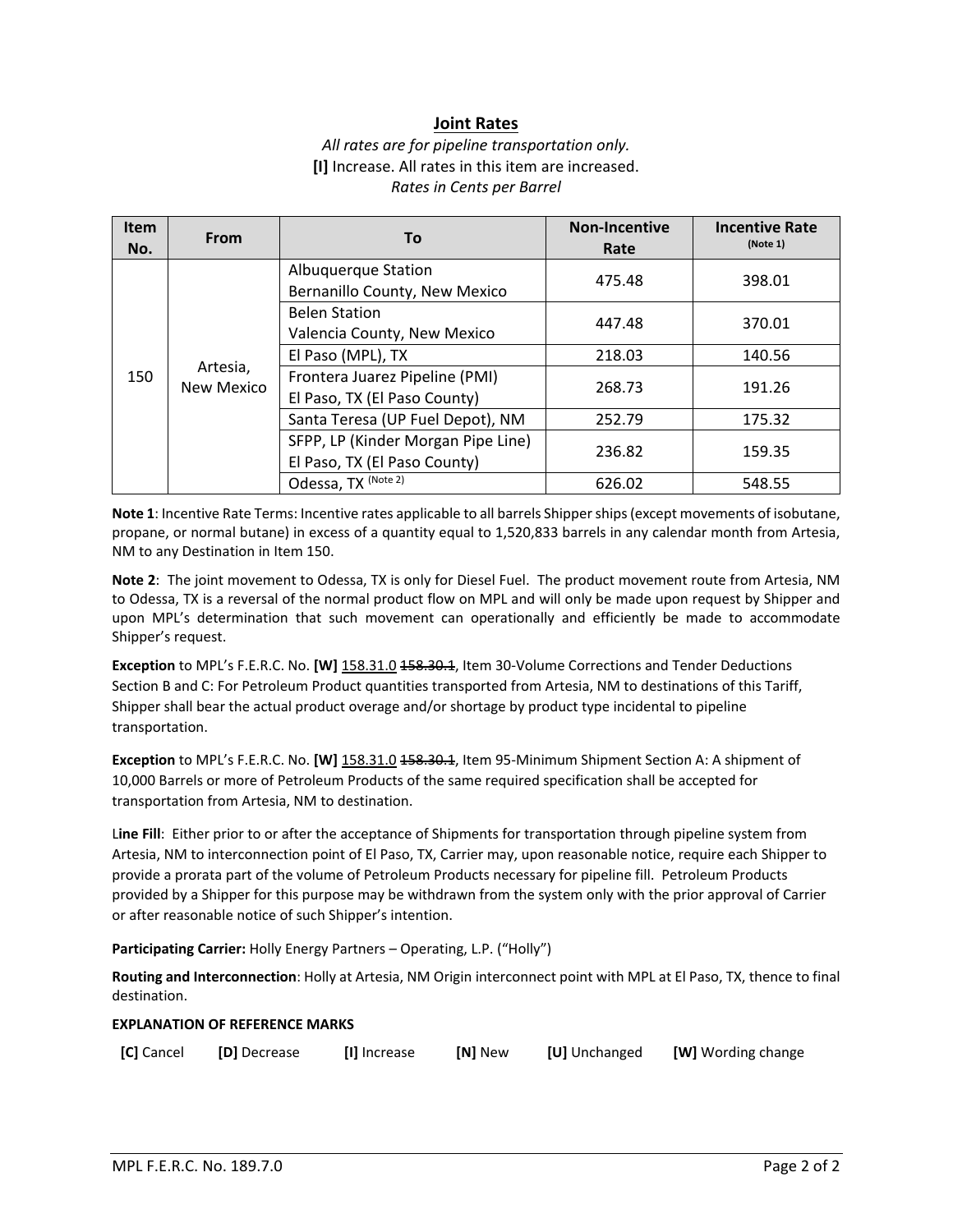## Joint Rates

*All rates are for pipeline transportation only.*

**[I]** Increase. All rates in this item are increased.

*Rates in Cents per Barrel*

| Item No. | From | To | Non-Incentive Rate | Incentive Rate (Note 1) |
|---|---|---|---|---|
| 150 | Artesia, New Mexico | Albuquerque Station Bernanillo County, New Mexico | 475.48 | 398.01 |
| | | Belen Station Valencia County, New Mexico | 447.48 | 370.01 |
| | | El Paso (MPL), TX | 218.03 | 140.56 |
| | | Frontera Juarez Pipeline (PMI) El Paso, TX (El Paso County) | 268.73 | 191.26 |
| | | Santa Teresa (UP Fuel Depot), NM | 252.79 | 175.32 |
| | | SFPP, LP (Kinder Morgan Pipe Line) El Paso, TX (El Paso County) | 236.82 | 159.35 |
| | | Odessa, TX (Note 2) | 626.02 | 548.55 |

**Note 1**: Incentive Rate Terms: Incentive rates applicable to all barrels Shipper ships (except movements of isobutane, propane, or normal butane) in excess of a quantity equal to 1,520,833 barrels in any calendar month from Artesia, NM to any Destination in Item 150.

**Note 2**: The joint movement to Odessa, TX is only for Diesel Fuel. The product movement route from Artesia, NM to Odessa, TX is a reversal of the normal product flow on MPL and will only be made upon request by Shipper and upon MPL's determination that such movement can operationally and efficiently be made to accommodate Shipper's request.

**Exception** to MPL's F.E.R.C. No. **[W]** 158.31.0 ~~158.30.1~~, Item 30-Volume Corrections and Tender Deductions Section B and C: For Petroleum Product quantities transported from Artesia, NM to destinations of this Tariff, Shipper shall bear the actual product overage and/or shortage by product type incidental to pipeline transportation.

**Exception** to MPL's F.E.R.C. No. **[W]** 158.31.0 ~~158.30.1~~, Item 95-Minimum Shipment Section A: A shipment of 10,000 Barrels or more of Petroleum Products of the same required specification shall be accepted for transportation from Artesia, NM to destination.

**Line Fill**: Either prior to or after the acceptance of Shipments for transportation through pipeline system from Artesia, NM to interconnection point of El Paso, TX, Carrier may, upon reasonable notice, require each Shipper to provide a prorata part of the volume of Petroleum Products necessary for pipeline fill. Petroleum Products provided by a Shipper for this purpose may be withdrawn from the system only with the prior approval of Carrier or after reasonable notice of such Shipper's intention.

**Participating Carrier:** Holly Energy Partners – Operating, L.P. ("Holly")

**Routing and Interconnection**: Holly at Artesia, NM Origin interconnect point with MPL at El Paso, TX, thence to final destination.

**EXPLANATION OF REFERENCE MARKS**

**[C]** Cancel **[D]** Decrease **[I]** Increase **[N]** New **[U]** Unchanged **[W]** Wording change

MPL F.E.R.C. No. 189.7.0